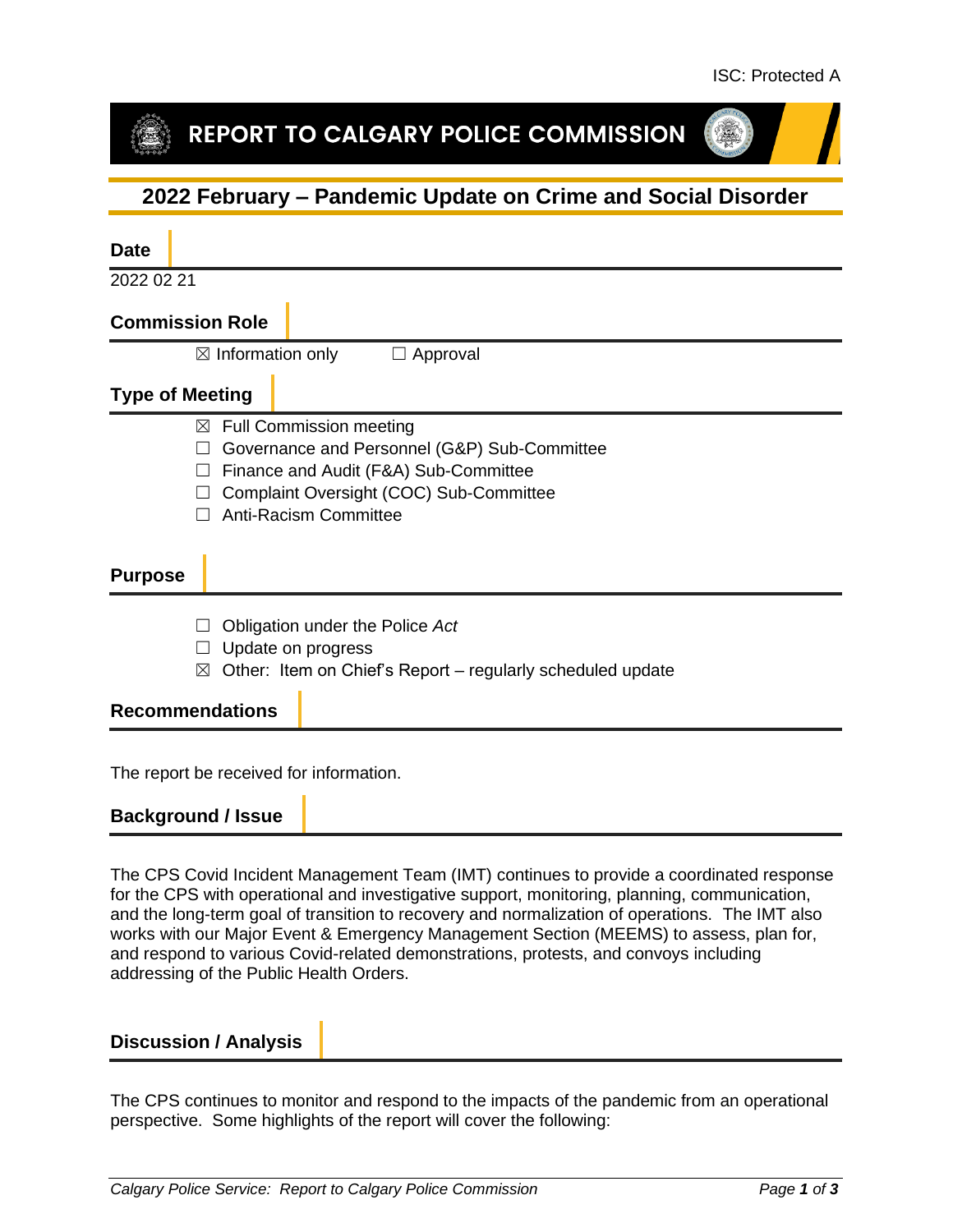ISC: Protected A

# REPORT TO CALGARY POLICE COMMISSION

## 2022 February – Pandemic Update on Crime and Social Disorder

### Date

2022 02 21

### Commission Role

☒ Information only ☐ Approval

### Type of Meeting

- ☒ Full Commission meeting
- ☐ Governance and Personnel (G&P) Sub-Committee
- ☐ Finance and Audit (F&A) Sub-Committee
- ☐ Complaint Oversight (COC) Sub-Committee
- ☐ Anti-Racism Committee

### Purpose

- ☐ Obligation under the Police *Act*
- ☐ Update on progress
- ☒ Other: Item on Chief's Report – regularly scheduled update

### Recommendations

The report be received for information.

### Background / Issue

The CPS Covid Incident Management Team (IMT) continues to provide a coordinated response for the CPS with operational and investigative support, monitoring, planning, communication, and the long-term goal of transition to recovery and normalization of operations. The IMT also works with our Major Event & Emergency Management Section (MEEMS) to assess, plan for, and respond to various Covid-related demonstrations, protests, and convoys including addressing of the Public Health Orders.

### Discussion / Analysis

The CPS continues to monitor and respond to the impacts of the pandemic from an operational perspective. Some highlights of the report will cover the following: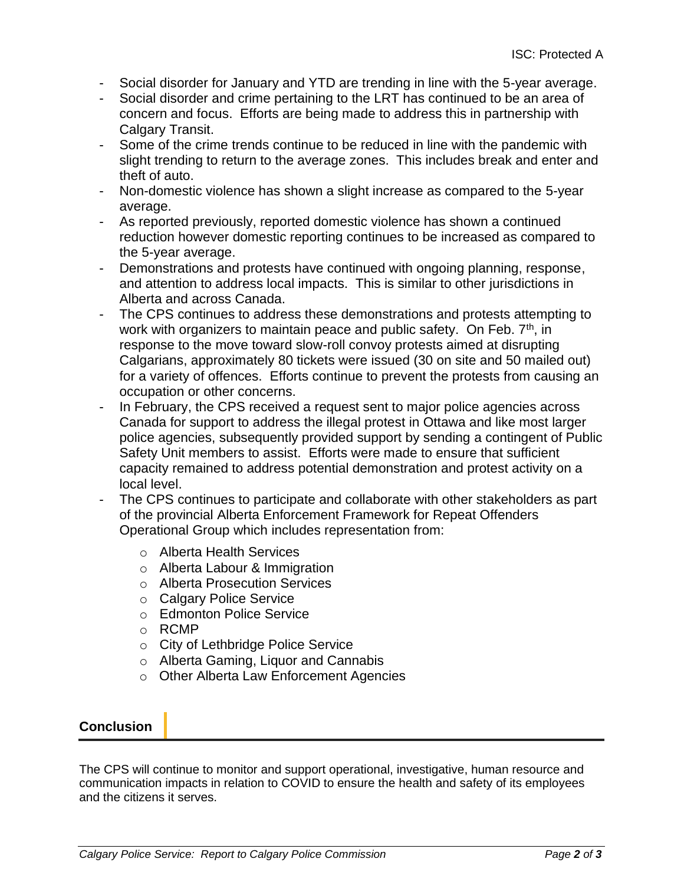ISC: Protected A

- Social disorder for January and YTD are trending in line with the 5-year average.
- Social disorder and crime pertaining to the LRT has continued to be an area of concern and focus. Efforts are being made to address this in partnership with Calgary Transit.
- Some of the crime trends continue to be reduced in line with the pandemic with slight trending to return to the average zones. This includes break and enter and theft of auto.
- Non-domestic violence has shown a slight increase as compared to the 5-year average.
- As reported previously, reported domestic violence has shown a continued reduction however domestic reporting continues to be increased as compared to the 5-year average.
- Demonstrations and protests have continued with ongoing planning, response, and attention to address local impacts. This is similar to other jurisdictions in Alberta and across Canada.
- The CPS continues to address these demonstrations and protests attempting to work with organizers to maintain peace and public safety. On Feb. 7th, in response to the move toward slow-roll convoy protests aimed at disrupting Calgarians, approximately 80 tickets were issued (30 on site and 50 mailed out) for a variety of offences. Efforts continue to prevent the protests from causing an occupation or other concerns.
- In February, the CPS received a request sent to major police agencies across Canada for support to address the illegal protest in Ottawa and like most larger police agencies, subsequently provided support by sending a contingent of Public Safety Unit members to assist. Efforts were made to ensure that sufficient capacity remained to address potential demonstration and protest activity on a local level.
- The CPS continues to participate and collaborate with other stakeholders as part of the provincial Alberta Enforcement Framework for Repeat Offenders Operational Group which includes representation from:
    - Alberta Health Services
    - Alberta Labour & Immigration
    - Alberta Prosecution Services
    - Calgary Police Service
    - Edmonton Police Service
    - RCMP
    - City of Lethbridge Police Service
    - Alberta Gaming, Liquor and Cannabis
    - Other Alberta Law Enforcement Agencies

## Conclusion

The CPS will continue to monitor and support operational, investigative, human resource and communication impacts in relation to COVID to ensure the health and safety of its employees and the citizens it serves.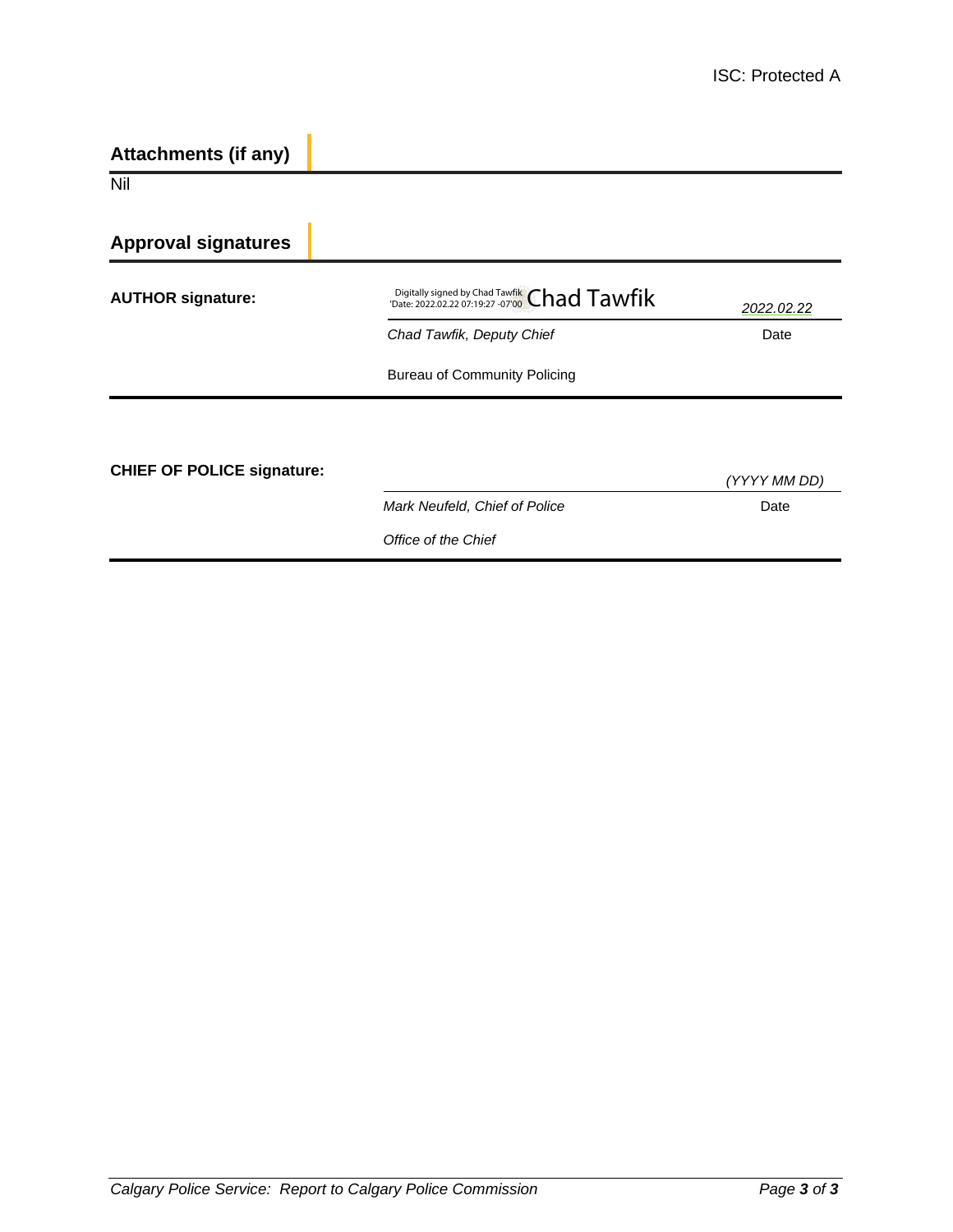## Attachments (if any)

Nil

## Approval signatures

| | | |
|---|---|---|
| **AUTHOR signature:** | Digitally signed by Chad Tawfik 'Date: 2022.02.22 07:19:27 -07'00' Chad Tawfik | *2022.02.22* |
| | *Chad Tawfik, Deputy Chief* | Date |
| | Bureau of Community Policing | |
| **CHIEF OF POLICE signature:** | | *(YYYY MM DD)* |
| | *Mark Neufeld, Chief of Police* | Date |
| | *Office of the Chief* | |